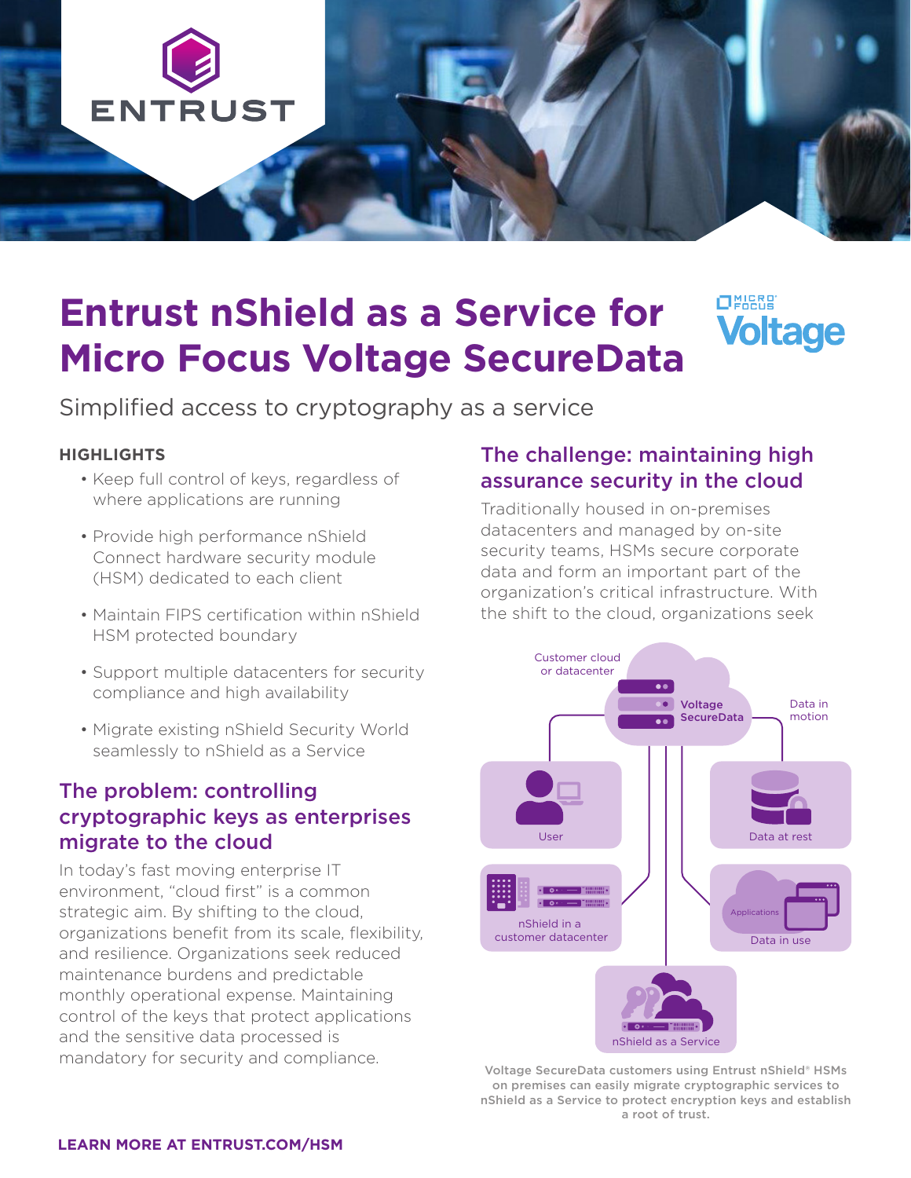# Entrust nShield as a Service for Micro Focus Voltage SecureData

Simplified access to cryptography as a service

**HIGHLIGHTS**

- Keep full control of keys, regardless of where applications are running
- Provide high performance nShield Connect hardware security module (HSM) dedicated to each client
- Maintain FIPS certification within nShield HSM protected boundary
- Support multiple datacenters for security compliance and high availability
- Migrate existing nShield Security World seamlessly to nShield as a Service

## The problem: controlling cryptographic keys as enterprises migrate to the cloud

In today's fast moving enterprise IT environment, "cloud first" is a common strategic aim. By shifting to the cloud, organizations benefit from its scale, flexibility, and resilience. Organizations seek reduced maintenance burdens and predictable monthly operational expense. Maintaining control of the keys that protect applications and the sensitive data processed is mandatory for security and compliance.

## The challenge: maintaining high assurance security in the cloud

Traditionally housed in on-premises datacenters and managed by on-site security teams, HSMs secure corporate data and form an important part of the organization's critical infrastructure. With the shift to the cloud, organizations seek

Customer cloud or datacenter
Voltage SecureData
Data in motion
User
Data at rest
nShield in a customer datacenter
Applications
Data in use
nShield as a Service

Voltage SecureData customers using Entrust nShield® HSMs on premises can easily migrate cryptographic services to nShield as a Service to protect encryption keys and establish a root of trust.

**LEARN MORE AT ENTRUST.COM/HSM**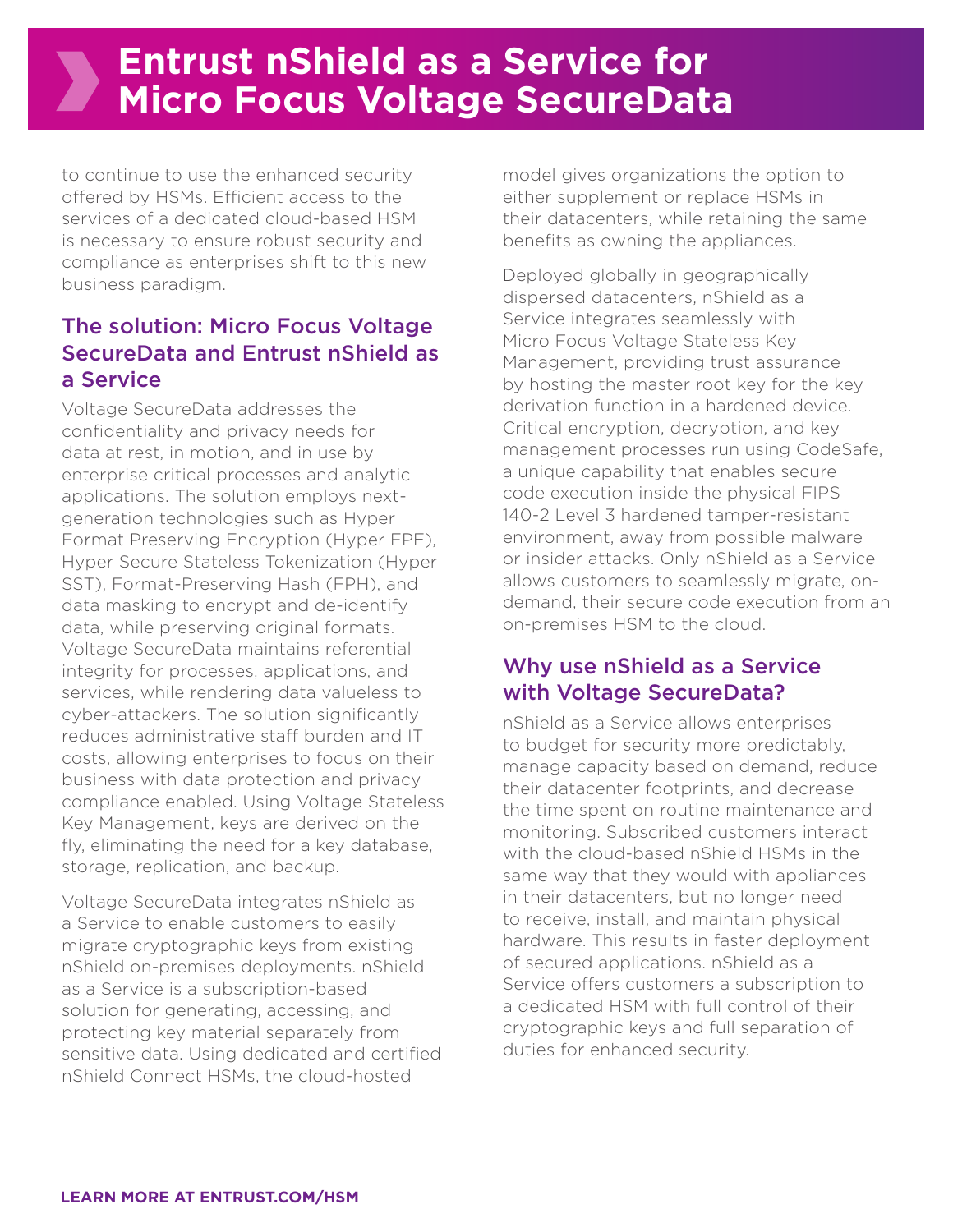to continue to use the enhanced security offered by HSMs. Efficient access to the services of a dedicated cloud-based HSM is necessary to ensure robust security and compliance as enterprises shift to this new business paradigm.

## The solution: Micro Focus Voltage SecureData and Entrust nShield as a Service

Voltage SecureData addresses the confidentiality and privacy needs for data at rest, in motion, and in use by enterprise critical processes and analytic applications. The solution employs next-generation technologies such as Hyper Format Preserving Encryption (Hyper FPE), Hyper Secure Stateless Tokenization (Hyper SST), Format-Preserving Hash (FPH), and data masking to encrypt and de-identify data, while preserving original formats. Voltage SecureData maintains referential integrity for processes, applications, and services, while rendering data valueless to cyber-attackers. The solution significantly reduces administrative staff burden and IT costs, allowing enterprises to focus on their business with data protection and privacy compliance enabled. Using Voltage Stateless Key Management, keys are derived on the fly, eliminating the need for a key database, storage, replication, and backup.

Voltage SecureData integrates nShield as a Service to enable customers to easily migrate cryptographic keys from existing nShield on-premises deployments. nShield as a Service is a subscription-based solution for generating, accessing, and protecting key material separately from sensitive data. Using dedicated and certified nShield Connect HSMs, the cloud-hosted model gives organizations the option to either supplement or replace HSMs in their datacenters, while retaining the same benefits as owning the appliances.

Deployed globally in geographically dispersed datacenters, nShield as a Service integrates seamlessly with Micro Focus Voltage Stateless Key Management, providing trust assurance by hosting the master root key for the key derivation function in a hardened device. Critical encryption, decryption, and key management processes run using CodeSafe, a unique capability that enables secure code execution inside the physical FIPS 140-2 Level 3 hardened tamper-resistant environment, away from possible malware or insider attacks. Only nShield as a Service allows customers to seamlessly migrate, on-demand, their secure code execution from an on-premises HSM to the cloud.

## Why use nShield as a Service with Voltage SecureData?

nShield as a Service allows enterprises to budget for security more predictably, manage capacity based on demand, reduce their datacenter footprints, and decrease the time spent on routine maintenance and monitoring. Subscribed customers interact with the cloud-based nShield HSMs in the same way that they would with appliances in their datacenters, but no longer need to receive, install, and maintain physical hardware. This results in faster deployment of secured applications. nShield as a Service offers customers a subscription to a dedicated HSM with full control of their cryptographic keys and full separation of duties for enhanced security.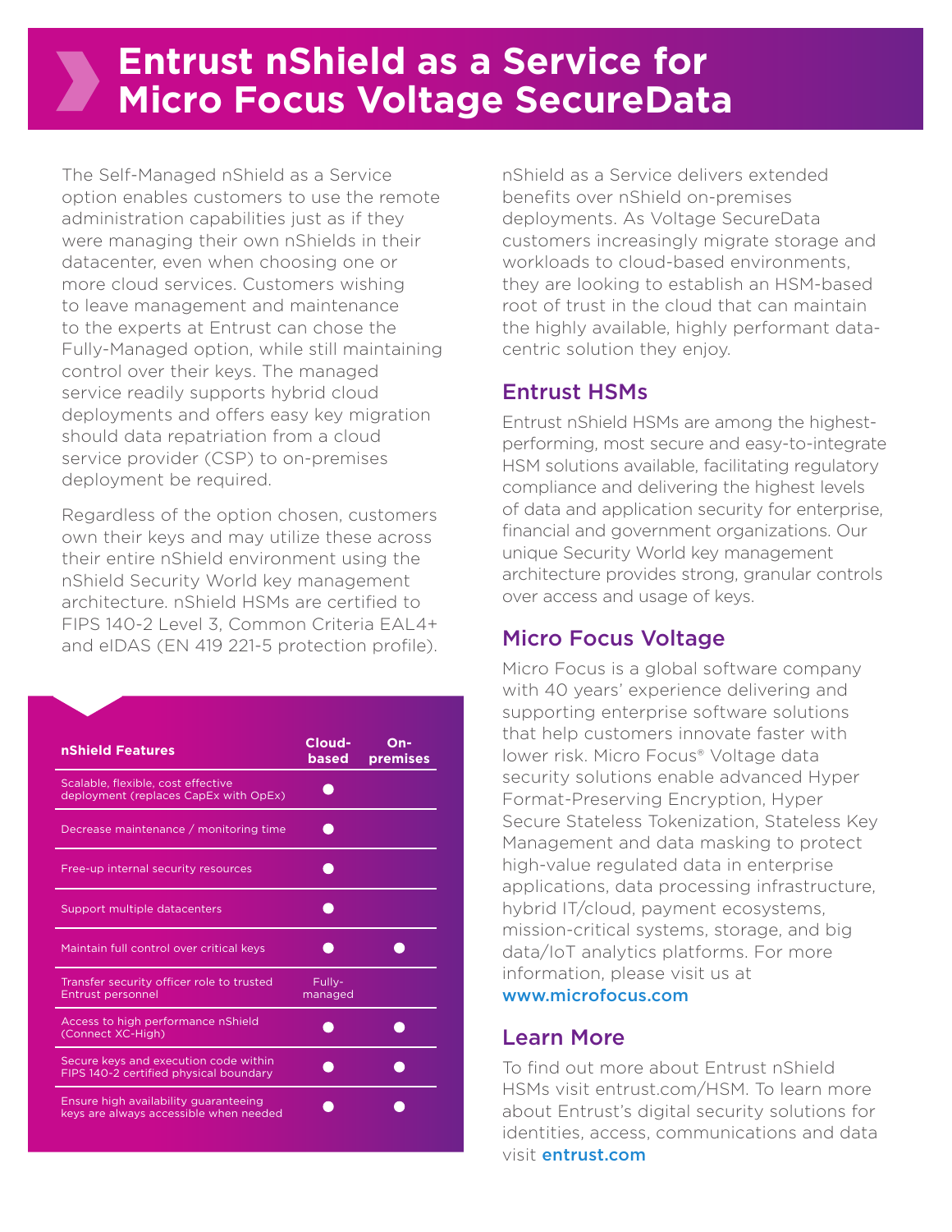# Entrust nShield as a Service for Micro Focus Voltage SecureData

The Self-Managed nShield as a Service option enables customers to use the remote administration capabilities just as if they were managing their own nShields in their datacenter, even when choosing one or more cloud services. Customers wishing to leave management and maintenance to the experts at Entrust can chose the Fully-Managed option, while still maintaining control over their keys. The managed service readily supports hybrid cloud deployments and offers easy key migration should data repatriation from a cloud service provider (CSP) to on-premises deployment be required.

Regardless of the option chosen, customers own their keys and may utilize these across their entire nShield environment using the nShield Security World key management architecture. nShield HSMs are certified to FIPS 140-2 Level 3, Common Criteria EAL4+ and eIDAS (EN 419 221-5 protection profile).

| nShield Features | Cloud-based | On-premises |
| --- | --- | --- |
| Scalable, flexible, cost effective deployment (replaces CapEx with OpEx) | ● | |
| Decrease maintenance / monitoring time | ● | |
| Free-up internal security resources | ● | |
| Support multiple datacenters | ● | |
| Maintain full control over critical keys | ● | ● |
| Transfer security officer role to trusted Entrust personnel | Fully-managed | |
| Access to high performance nShield (Connect XC-High) | ● | ● |
| Secure keys and execution code within FIPS 140-2 certified physical boundary | ● | ● |
| Ensure high availability guaranteeing keys are always accessible when needed | ● | ● |

nShield as a Service delivers extended benefits over nShield on-premises deployments. As Voltage SecureData customers increasingly migrate storage and workloads to cloud-based environments, they are looking to establish an HSM-based root of trust in the cloud that can maintain the highly available, highly performant data-centric solution they enjoy.

## Entrust HSMs

Entrust nShield HSMs are among the highest-performing, most secure and easy-to-integrate HSM solutions available, facilitating regulatory compliance and delivering the highest levels of data and application security for enterprise, financial and government organizations. Our unique Security World key management architecture provides strong, granular controls over access and usage of keys.

## Micro Focus Voltage

Micro Focus is a global software company with 40 years' experience delivering and supporting enterprise software solutions that help customers innovate faster with lower risk. Micro Focus® Voltage data security solutions enable advanced Hyper Format-Preserving Encryption, Hyper Secure Stateless Tokenization, Stateless Key Management and data masking to protect high-value regulated data in enterprise applications, data processing infrastructure, hybrid IT/cloud, payment ecosystems, mission-critical systems, storage, and big data/IoT analytics platforms. For more information, please visit us at **www.microfocus.com**

## Learn More

To find out more about Entrust nShield HSMs visit entrust.com/HSM. To learn more about Entrust's digital security solutions for identities, access, communications and data visit **entrust.com**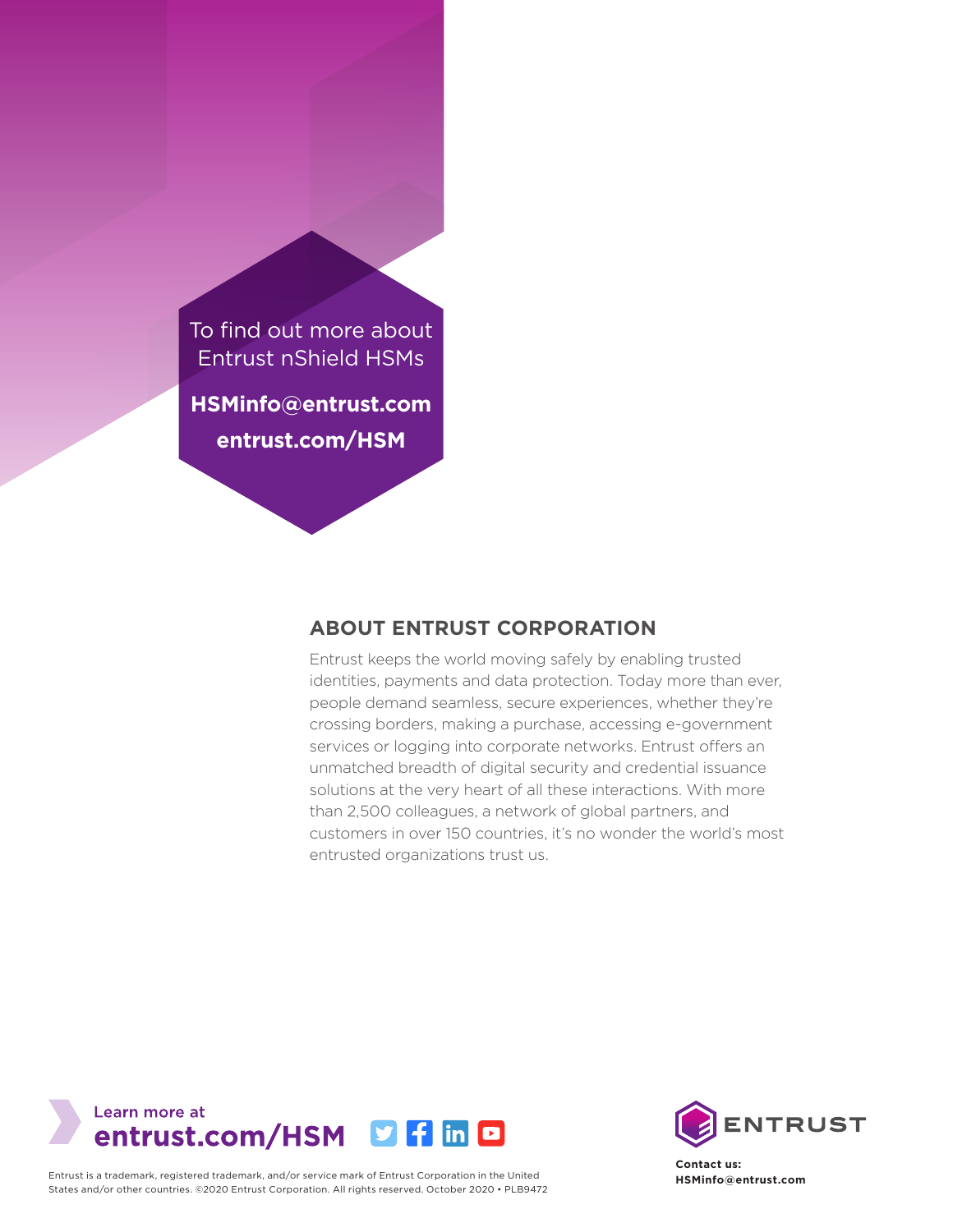To find out more about Entrust nShield HSMs

**HSMinfo@entrust.com**

**entrust.com/HSM**

## ABOUT ENTRUST CORPORATION

Entrust keeps the world moving safely by enabling trusted identities, payments and data protection. Today more than ever, people demand seamless, secure experiences, whether they're crossing borders, making a purchase, accessing e-government services or logging into corporate networks. Entrust offers an unmatched breadth of digital security and credential issuance solutions at the very heart of all these interactions. With more than 2,500 colleagues, a network of global partners, and customers in over 150 countries, it's no wonder the world's most entrusted organizations trust us.

Learn more at
**entrust.com/HSM**

ENTRUST

**Contact us:**
**HSMinfo@entrust.com**

Entrust is a trademark, registered trademark, and/or service mark of Entrust Corporation in the United States and/or other countries. ©2020 Entrust Corporation. All rights reserved. October 2020 • PLB9472